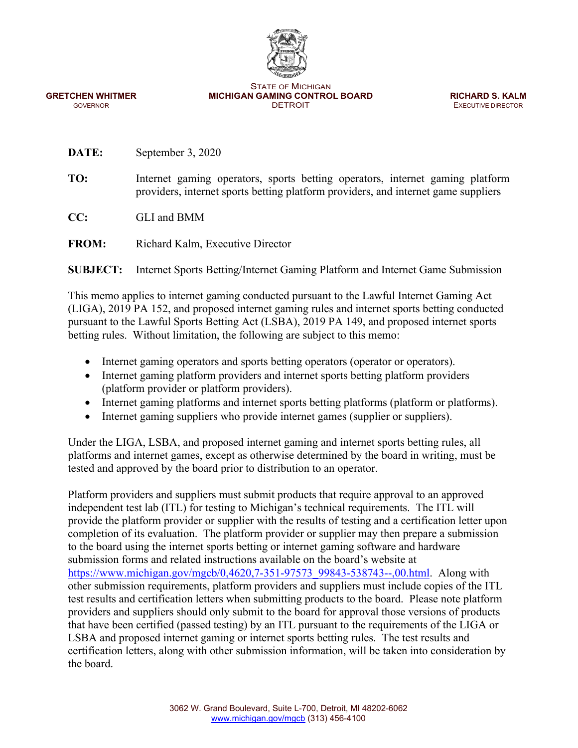STATE OF MICHIGAN
**MICHIGAN GAMING CONTROL BOARD**
DETROIT

**GRETCHEN WHITMER**
GOVERNOR

**RICHARD S. KALM**
EXECUTIVE DIRECTOR

**DATE:** September 3, 2020

**TO:** Internet gaming operators, sports betting operators, internet gaming platform providers, internet sports betting platform providers, and internet game suppliers

**CC:** GLI and BMM

**FROM:** Richard Kalm, Executive Director

**SUBJECT:** Internet Sports Betting/Internet Gaming Platform and Internet Game Submission

This memo applies to internet gaming conducted pursuant to the Lawful Internet Gaming Act (LIGA), 2019 PA 152, and proposed internet gaming rules and internet sports betting conducted pursuant to the Lawful Sports Betting Act (LSBA), 2019 PA 149, and proposed internet sports betting rules. Without limitation, the following are subject to this memo:

- Internet gaming operators and sports betting operators (operator or operators).
- Internet gaming platform providers and internet sports betting platform providers (platform provider or platform providers).
- Internet gaming platforms and internet sports betting platforms (platform or platforms).
- Internet gaming suppliers who provide internet games (supplier or suppliers).

Under the LIGA, LSBA, and proposed internet gaming and internet sports betting rules, all platforms and internet games, except as otherwise determined by the board in writing, must be tested and approved by the board prior to distribution to an operator.

Platform providers and suppliers must submit products that require approval to an approved independent test lab (ITL) for testing to Michigan's technical requirements. The ITL will provide the platform provider or supplier with the results of testing and a certification letter upon completion of its evaluation. The platform provider or supplier may then prepare a submission to the board using the internet sports betting or internet gaming software and hardware submission forms and related instructions available on the board's website at https://www.michigan.gov/mgcb/0,4620,7-351-97573_99843-538743--,00.html. Along with other submission requirements, platform providers and suppliers must include copies of the ITL test results and certification letters when submitting products to the board. Please note platform providers and suppliers should only submit to the board for approval those versions of products that have been certified (passed testing) by an ITL pursuant to the requirements of the LIGA or LSBA and proposed internet gaming or internet sports betting rules. The test results and certification letters, along with other submission information, will be taken into consideration by the board.

3062 W. Grand Boulevard, Suite L-700, Detroit, MI 48202-6062
www.michigan.gov/mgcb (313) 456-4100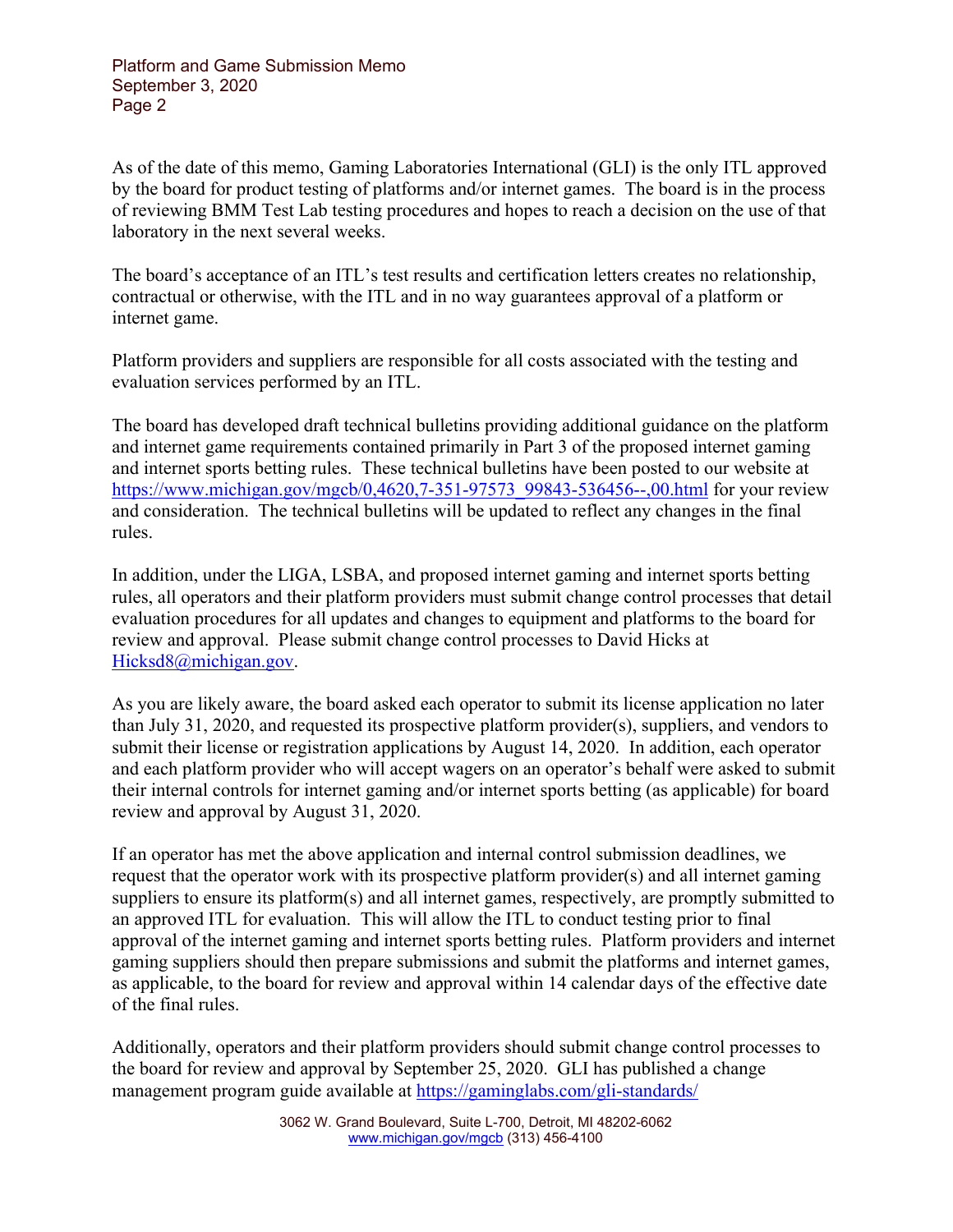As of the date of this memo, Gaming Laboratories International (GLI) is the only ITL approved by the board for product testing of platforms and/or internet games. The board is in the process of reviewing BMM Test Lab testing procedures and hopes to reach a decision on the use of that laboratory in the next several weeks.

The board's acceptance of an ITL's test results and certification letters creates no relationship, contractual or otherwise, with the ITL and in no way guarantees approval of a platform or internet game.

Platform providers and suppliers are responsible for all costs associated with the testing and evaluation services performed by an ITL.

The board has developed draft technical bulletins providing additional guidance on the platform and internet game requirements contained primarily in Part 3 of the proposed internet gaming and internet sports betting rules. These technical bulletins have been posted to our website at [https://www.michigan.gov/mgcb/0,4620,7-351-97573_99843-536456--,00.html](https://www.michigan.gov/mgcb/0,4620,7-351-97573_99843-536456--,00.html) for your review and consideration. The technical bulletins will be updated to reflect any changes in the final rules.

In addition, under the LIGA, LSBA, and proposed internet gaming and internet sports betting rules, all operators and their platform providers must submit change control processes that detail evaluation procedures for all updates and changes to equipment and platforms to the board for review and approval. Please submit change control processes to David Hicks at [Hicksd8@michigan.gov](mailto:Hicksd8@michigan.gov).

As you are likely aware, the board asked each operator to submit its license application no later than July 31, 2020, and requested its prospective platform provider(s), suppliers, and vendors to submit their license or registration applications by August 14, 2020. In addition, each operator and each platform provider who will accept wagers on an operator's behalf were asked to submit their internal controls for internet gaming and/or internet sports betting (as applicable) for board review and approval by August 31, 2020.

If an operator has met the above application and internal control submission deadlines, we request that the operator work with its prospective platform provider(s) and all internet gaming suppliers to ensure its platform(s) and all internet games, respectively, are promptly submitted to an approved ITL for evaluation. This will allow the ITL to conduct testing prior to final approval of the internet gaming and internet sports betting rules. Platform providers and internet gaming suppliers should then prepare submissions and submit the platforms and internet games, as applicable, to the board for review and approval within 14 calendar days of the effective date of the final rules.

Additionally, operators and their platform providers should submit change control processes to the board for review and approval by September 25, 2020. GLI has published a change management program guide available at [https://gaminglabs.com/gli-standards/](https://gaminglabs.com/gli-standards/)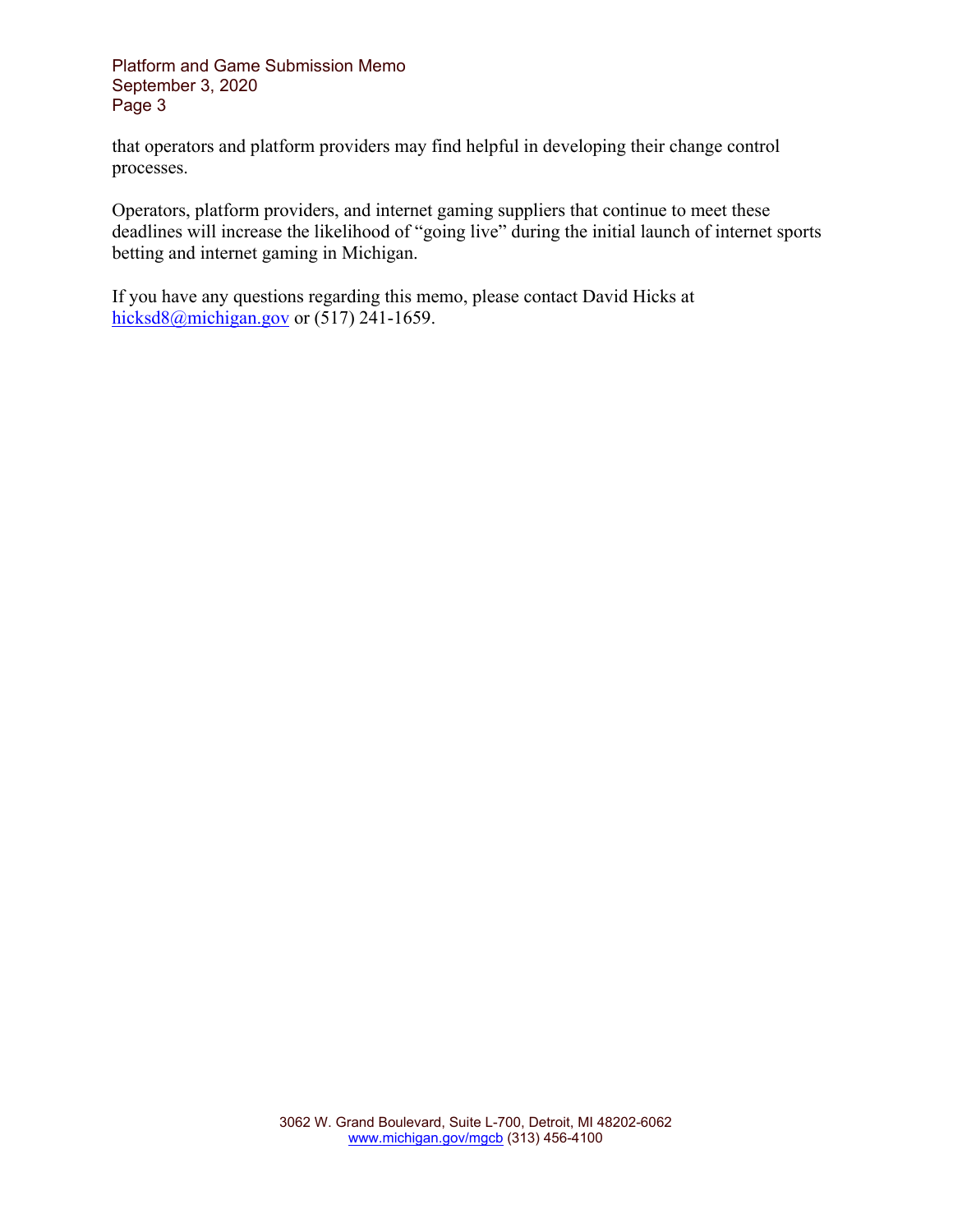that operators and platform providers may find helpful in developing their change control processes.

Operators, platform providers, and internet gaming suppliers that continue to meet these deadlines will increase the likelihood of "going live" during the initial launch of internet sports betting and internet gaming in Michigan.

If you have any questions regarding this memo, please contact David Hicks at hicksd8@michigan.gov or (517) 241-1659.